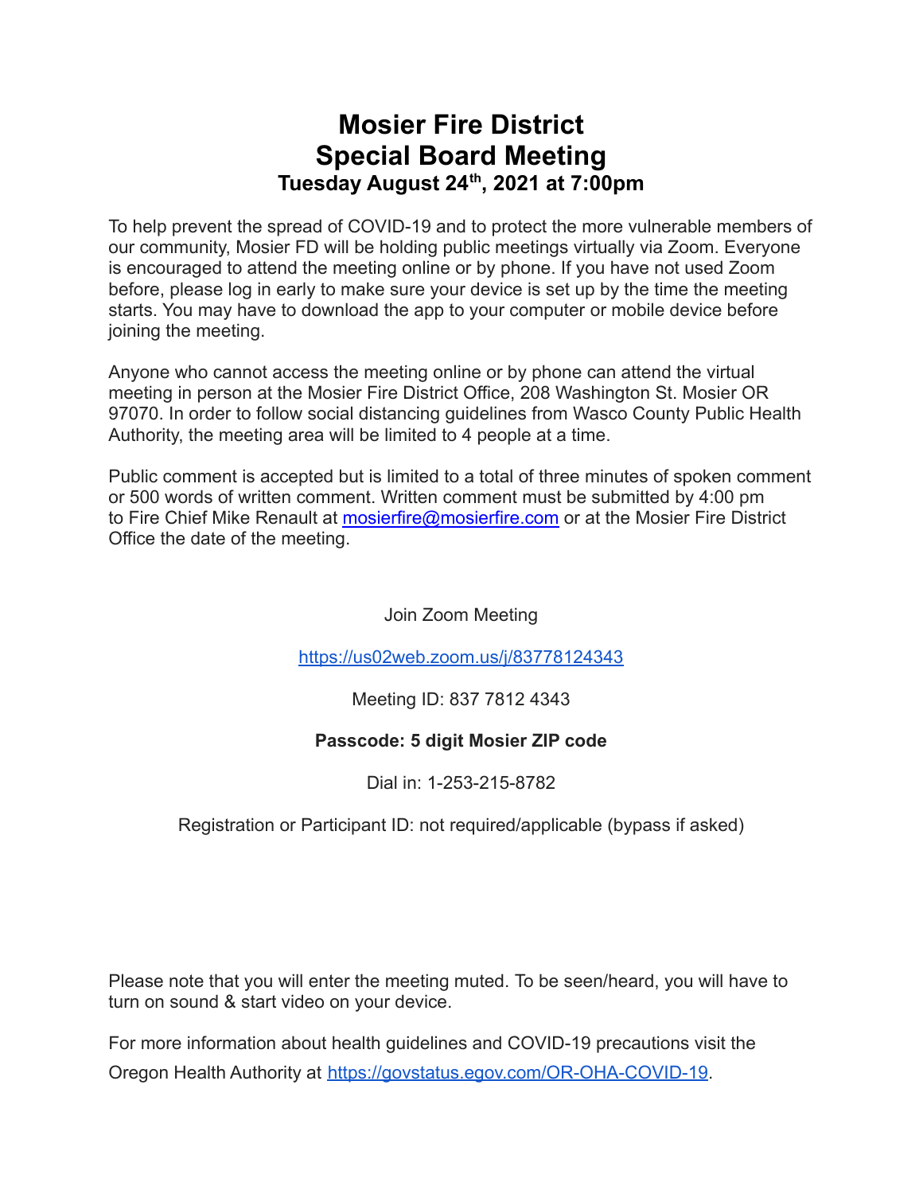# Mosier Fire District
# Special Board Meeting
### Tuesday August 24th, 2021 at 7:00pm

To help prevent the spread of COVID-19 and to protect the more vulnerable members of our community, Mosier FD will be holding public meetings virtually via Zoom. Everyone is encouraged to attend the meeting online or by phone. If you have not used Zoom before, please log in early to make sure your device is set up by the time the meeting starts. You may have to download the app to your computer or mobile device before joining the meeting.

Anyone who cannot access the meeting online or by phone can attend the virtual meeting in person at the Mosier Fire District Office, 208 Washington St. Mosier OR 97070. In order to follow social distancing guidelines from Wasco County Public Health Authority, the meeting area will be limited to 4 people at a time.

Public comment is accepted but is limited to a total of three minutes of spoken comment or 500 words of written comment. Written comment must be submitted by 4:00 pm to Fire Chief Mike Renault at mosierfire@mosierfire.com or at the Mosier Fire District Office the date of the meeting.

Join Zoom Meeting

https://us02web.zoom.us/j/83778124343

Meeting ID: 837 7812 4343

**Passcode: 5 digit Mosier ZIP code**

Dial in: 1-253-215-8782

Registration or Participant ID: not required/applicable (bypass if asked)

Please note that you will enter the meeting muted. To be seen/heard, you will have to turn on sound & start video on your device.

For more information about health guidelines and COVID-19 precautions visit the Oregon Health Authority at https://govstatus.egov.com/OR-OHA-COVID-19.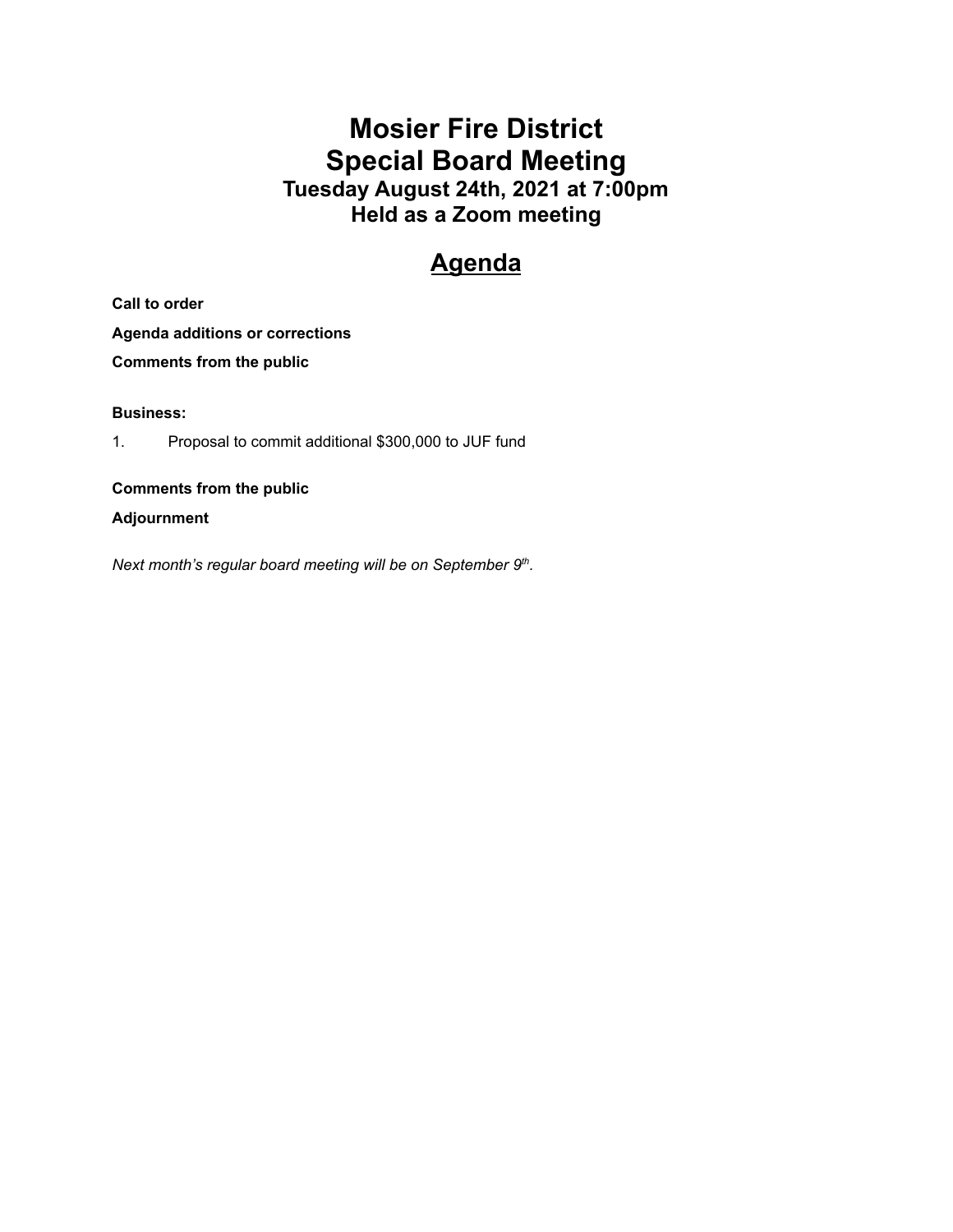# Mosier Fire District
# Special Board Meeting
### Tuesday August 24th, 2021 at 7:00pm
### Held as a Zoom meeting

## Agenda

**Call to order**

**Agenda additions or corrections**

**Comments from the public**

**Business:**

1. Proposal to commit additional $300,000 to JUF fund

**Comments from the public**

**Adjournment**

*Next month's regular board meeting will be on September 9th.*